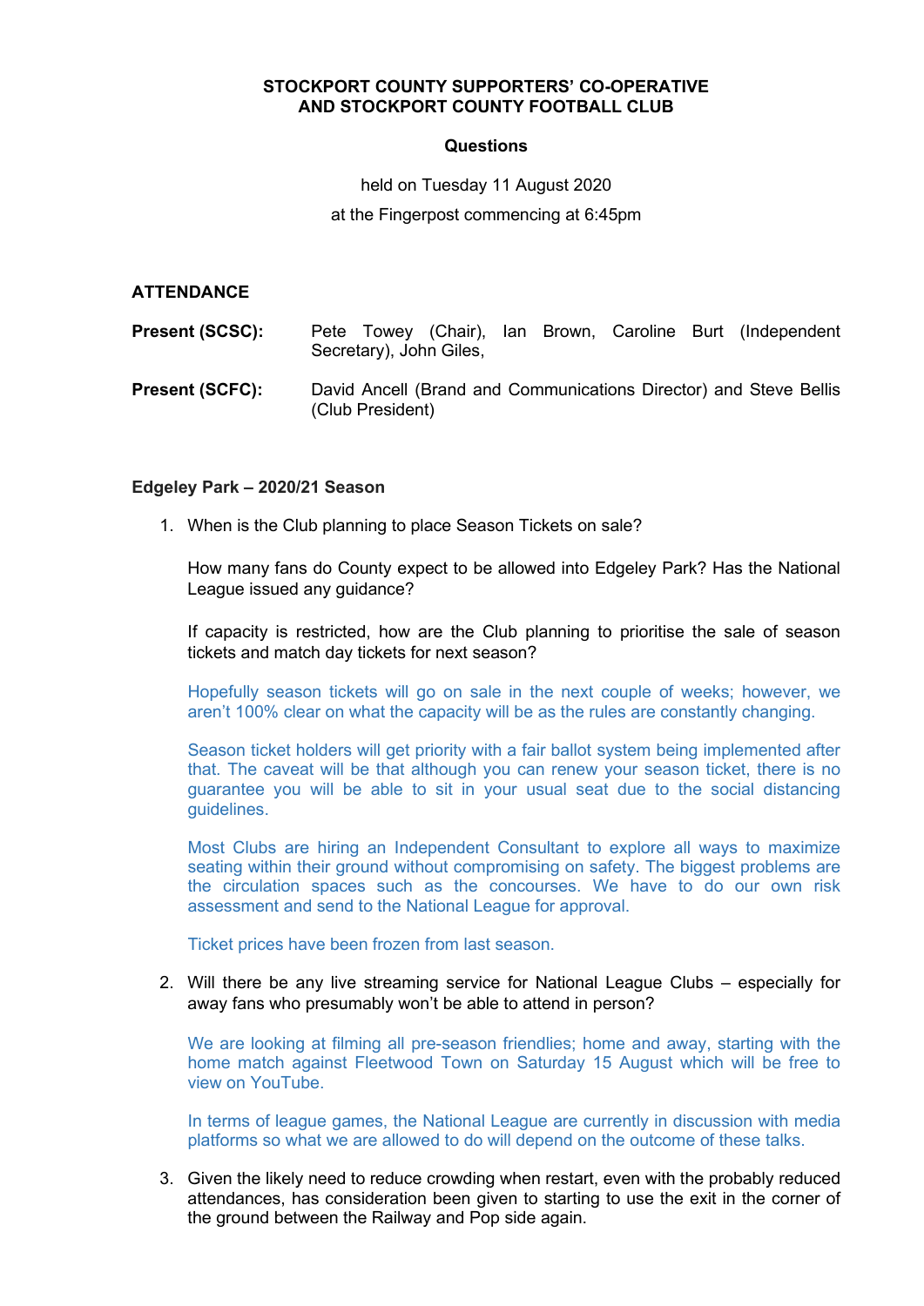**STOCKPORT COUNTY SUPPORTERS' CO-OPERATIVE AND STOCKPORT COUNTY FOOTBALL CLUB**

**Questions**

held on Tuesday 11 August 2020

at the Fingerpost commencing at 6:45pm

**ATTENDANCE**

**Present (SCSC):** Pete Towey (Chair), Ian Brown, Caroline Burt (Independent Secretary), John Giles,

**Present (SCFC):** David Ancell (Brand and Communications Director) and Steve Bellis (Club President)

**Edgeley Park – 2020/21 Season**

1. When is the Club planning to place Season Tickets on sale?

   How many fans do County expect to be allowed into Edgeley Park? Has the National League issued any guidance?

   If capacity is restricted, how are the Club planning to prioritise the sale of season tickets and match day tickets for next season?

   Hopefully season tickets will go on sale in the next couple of weeks; however, we aren't 100% clear on what the capacity will be as the rules are constantly changing.

   Season ticket holders will get priority with a fair ballot system being implemented after that. The caveat will be that although you can renew your season ticket, there is no guarantee you will be able to sit in your usual seat due to the social distancing guidelines.

   Most Clubs are hiring an Independent Consultant to explore all ways to maximize seating within their ground without compromising on safety. The biggest problems are the circulation spaces such as the concourses. We have to do our own risk assessment and send to the National League for approval.

   Ticket prices have been frozen from last season.

2. Will there be any live streaming service for National League Clubs – especially for away fans who presumably won't be able to attend in person?

   We are looking at filming all pre-season friendlies; home and away, starting with the home match against Fleetwood Town on Saturday 15 August which will be free to view on YouTube.

   In terms of league games, the National League are currently in discussion with media platforms so what we are allowed to do will depend on the outcome of these talks.

3. Given the likely need to reduce crowding when restart, even with the probably reduced attendances, has consideration been given to starting to use the exit in the corner of the ground between the Railway and Pop side again.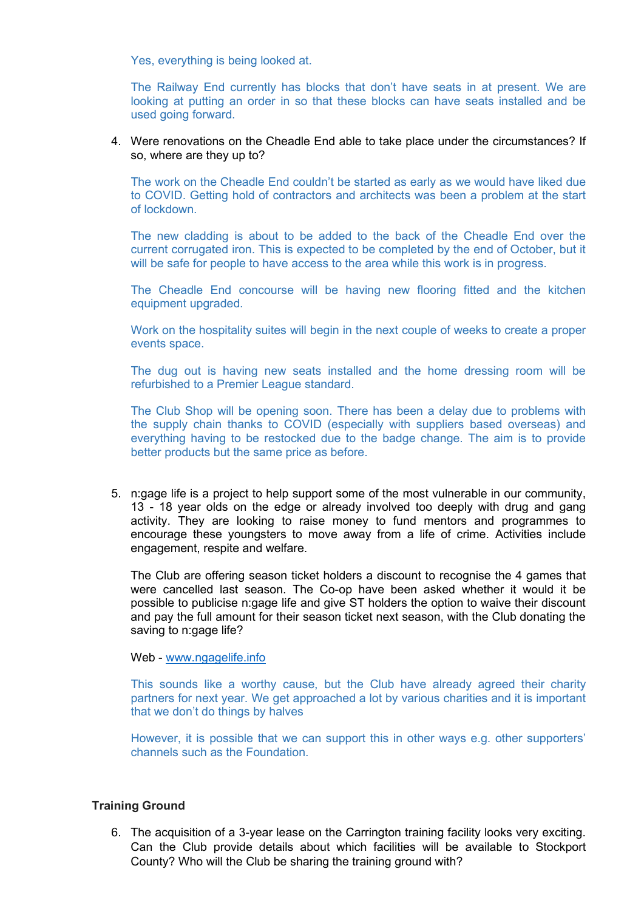Yes, everything is being looked at.

The Railway End currently has blocks that don't have seats in at present. We are looking at putting an order in so that these blocks can have seats installed and be used going forward.

4. Were renovations on the Cheadle End able to take place under the circumstances? If so, where are they up to?

   The work on the Cheadle End couldn't be started as early as we would have liked due to COVID. Getting hold of contractors and architects was been a problem at the start of lockdown.

   The new cladding is about to be added to the back of the Cheadle End over the current corrugated iron. This is expected to be completed by the end of October, but it will be safe for people to have access to the area while this work is in progress.

   The Cheadle End concourse will be having new flooring fitted and the kitchen equipment upgraded.

   Work on the hospitality suites will begin in the next couple of weeks to create a proper events space.

   The dug out is having new seats installed and the home dressing room will be refurbished to a Premier League standard.

   The Club Shop will be opening soon. There has been a delay due to problems with the supply chain thanks to COVID (especially with suppliers based overseas) and everything having to be restocked due to the badge change. The aim is to provide better products but the same price as before.

5. n:gage life is a project to help support some of the most vulnerable in our community, 13 - 18 year olds on the edge or already involved too deeply with drug and gang activity. They are looking to raise money to fund mentors and programmes to encourage these youngsters to move away from a life of crime. Activities include engagement, respite and welfare.

   The Club are offering season ticket holders a discount to recognise the 4 games that were cancelled last season. The Co-op have been asked whether it would it be possible to publicise n:gage life and give ST holders the option to waive their discount and pay the full amount for their season ticket next season, with the Club donating the saving to n:gage life?

   Web - [www.ngagelife.info](http://www.ngagelife.info)

   This sounds like a worthy cause, but the Club have already agreed their charity partners for next year. We get approached a lot by various charities and it is important that we don't do things by halves

   However, it is possible that we can support this in other ways e.g. other supporters' channels such as the Foundation.

**Training Ground**

6. The acquisition of a 3-year lease on the Carrington training facility looks very exciting. Can the Club provide details about which facilities will be available to Stockport County? Who will the Club be sharing the training ground with?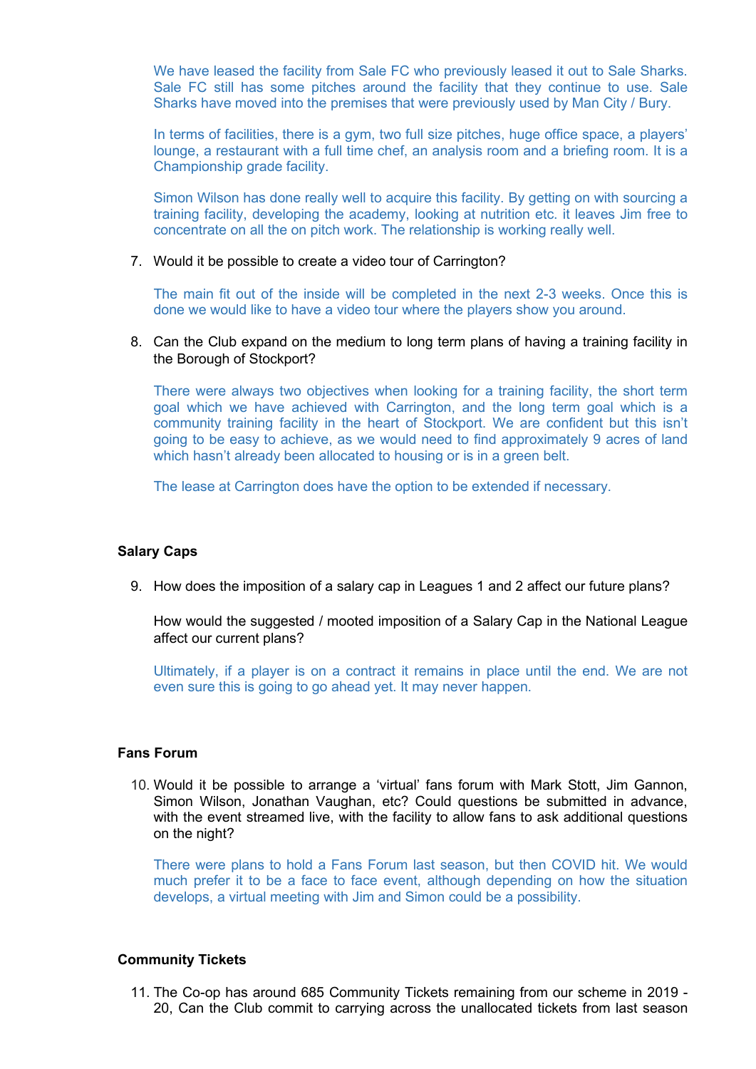We have leased the facility from Sale FC who previously leased it out to Sale Sharks. Sale FC still has some pitches around the facility that they continue to use. Sale Sharks have moved into the premises that were previously used by Man City / Bury.

In terms of facilities, there is a gym, two full size pitches, huge office space, a players' lounge, a restaurant with a full time chef, an analysis room and a briefing room. It is a Championship grade facility.

Simon Wilson has done really well to acquire this facility. By getting on with sourcing a training facility, developing the academy, looking at nutrition etc. it leaves Jim free to concentrate on all the on pitch work. The relationship is working really well.

7. Would it be possible to create a video tour of Carrington?

   The main fit out of the inside will be completed in the next 2-3 weeks. Once this is done we would like to have a video tour where the players show you around.

8. Can the Club expand on the medium to long term plans of having a training facility in the Borough of Stockport?

   There were always two objectives when looking for a training facility, the short term goal which we have achieved with Carrington, and the long term goal which is a community training facility in the heart of Stockport. We are confident but this isn't going to be easy to achieve, as we would need to find approximately 9 acres of land which hasn't already been allocated to housing or is in a green belt.

   The lease at Carrington does have the option to be extended if necessary.

**Salary Caps**

9. How does the imposition of a salary cap in Leagues 1 and 2 affect our future plans?

   How would the suggested / mooted imposition of a Salary Cap in the National League affect our current plans?

   Ultimately, if a player is on a contract it remains in place until the end. We are not even sure this is going to go ahead yet. It may never happen.

**Fans Forum**

10. Would it be possible to arrange a 'virtual' fans forum with Mark Stott, Jim Gannon, Simon Wilson, Jonathan Vaughan, etc? Could questions be submitted in advance, with the event streamed live, with the facility to allow fans to ask additional questions on the night?

    There were plans to hold a Fans Forum last season, but then COVID hit. We would much prefer it to be a face to face event, although depending on how the situation develops, a virtual meeting with Jim and Simon could be a possibility.

**Community Tickets**

11. The Co-op has around 685 Community Tickets remaining from our scheme in 2019 - 20, Can the Club commit to carrying across the unallocated tickets from last season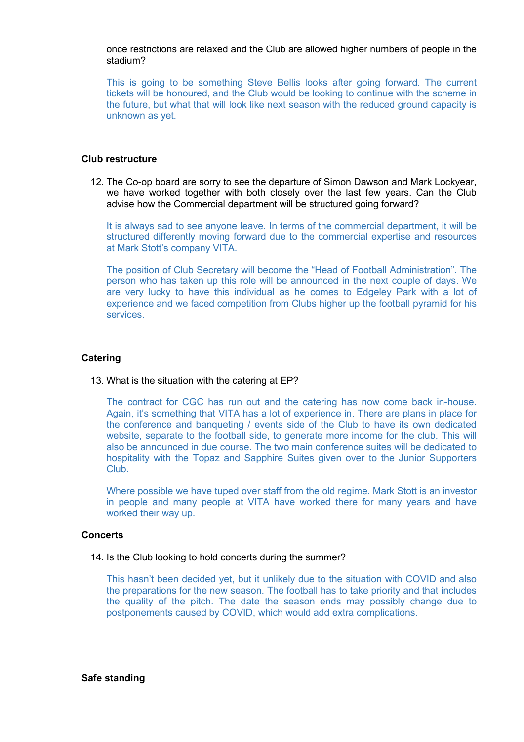once restrictions are relaxed and the Club are allowed higher numbers of people in the stadium?

This is going to be something Steve Bellis looks after going forward. The current tickets will be honoured, and the Club would be looking to continue with the scheme in the future, but what that will look like next season with the reduced ground capacity is unknown as yet.

**Club restructure**

12. The Co-op board are sorry to see the departure of Simon Dawson and Mark Lockyear, we have worked together with both closely over the last few years. Can the Club advise how the Commercial department will be structured going forward?

    It is always sad to see anyone leave. In terms of the commercial department, it will be structured differently moving forward due to the commercial expertise and resources at Mark Stott's company VITA.

    The position of Club Secretary will become the "Head of Football Administration". The person who has taken up this role will be announced in the next couple of days. We are very lucky to have this individual as he comes to Edgeley Park with a lot of experience and we faced competition from Clubs higher up the football pyramid for his services.

**Catering**

13. What is the situation with the catering at EP?

    The contract for CGC has run out and the catering has now come back in-house. Again, it's something that VITA has a lot of experience in. There are plans in place for the conference and banqueting / events side of the Club to have its own dedicated website, separate to the football side, to generate more income for the club. This will also be announced in due course. The two main conference suites will be dedicated to hospitality with the Topaz and Sapphire Suites given over to the Junior Supporters Club.

    Where possible we have tuped over staff from the old regime. Mark Stott is an investor in people and many people at VITA have worked there for many years and have worked their way up.

**Concerts**

14. Is the Club looking to hold concerts during the summer?

    This hasn't been decided yet, but it unlikely due to the situation with COVID and also the preparations for the new season. The football has to take priority and that includes the quality of the pitch. The date the season ends may possibly change due to postponements caused by COVID, which would add extra complications.

**Safe standing**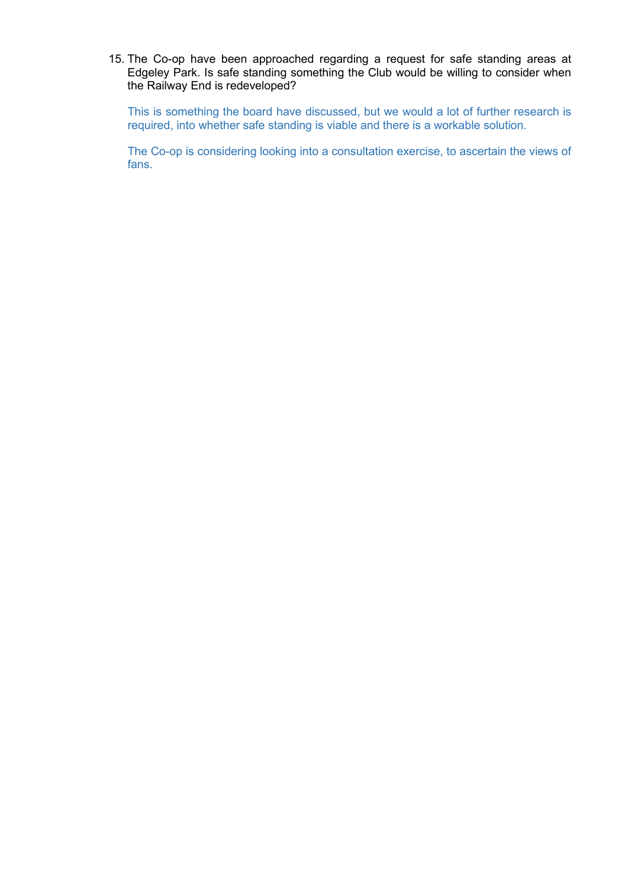15. The Co-op have been approached regarding a request for safe standing areas at Edgeley Park. Is safe standing something the Club would be willing to consider when the Railway End is redeveloped?

    This is something the board have discussed, but we would a lot of further research is required, into whether safe standing is viable and there is a workable solution.

    The Co-op is considering looking into a consultation exercise, to ascertain the views of fans.